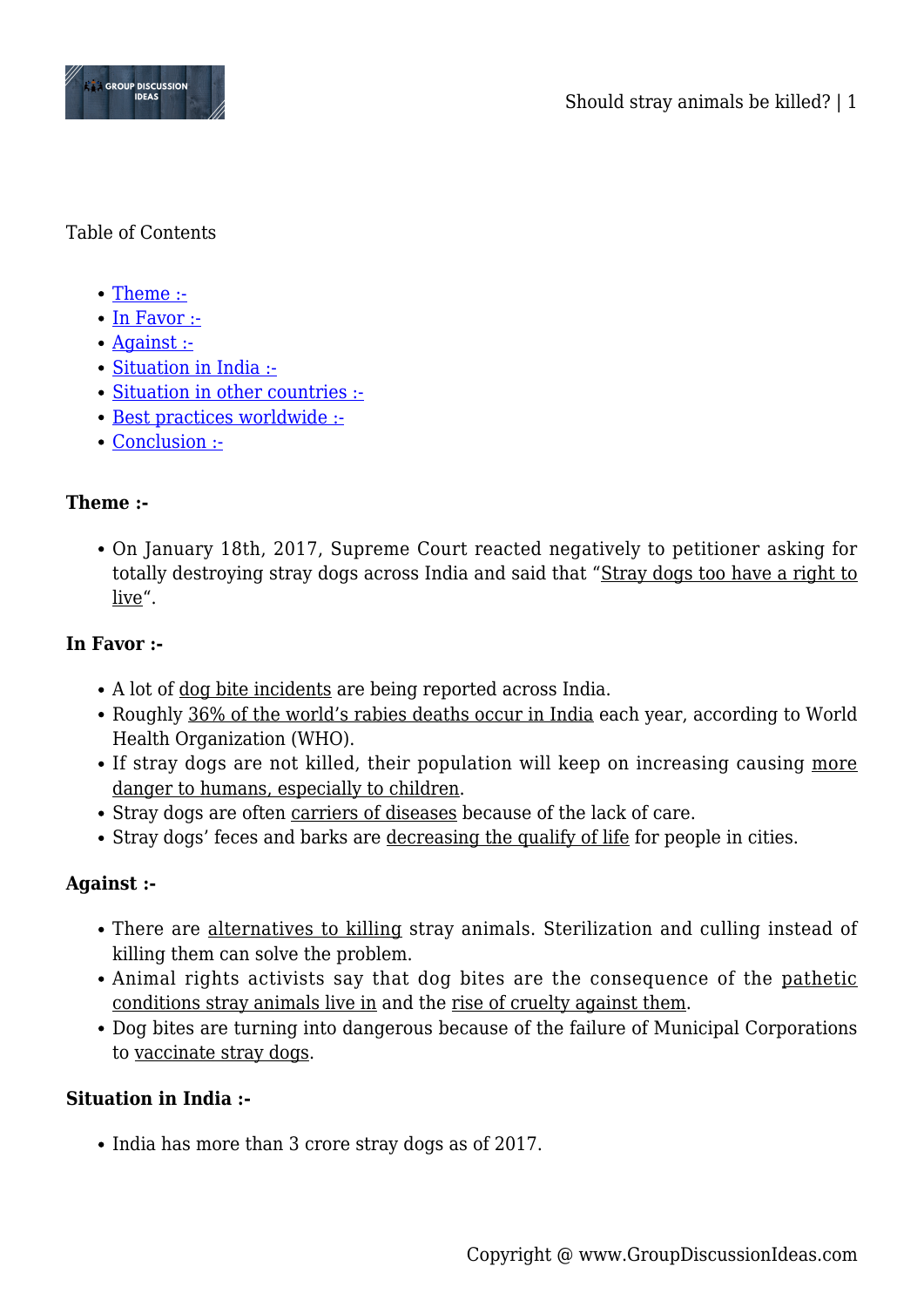Table of Contents

- Theme :-
- In Favor :-
- Against :-
- Situation in India :-
- Situation in other countries :-
- Best practices worldwide :-
- Conclusion :-

**Theme :-**

- On January 18th, 2017, Supreme Court reacted negatively to petitioner asking for totally destroying stray dogs across India and said that "Stray dogs too have a right to live".

**In Favor :-**

- A lot of dog bite incidents are being reported across India.
- Roughly 36% of the world's rabies deaths occur in India each year, according to World Health Organization (WHO).
- If stray dogs are not killed, their population will keep on increasing causing more danger to humans, especially to children.
- Stray dogs are often carriers of diseases because of the lack of care.
- Stray dogs' feces and barks are decreasing the qualify of life for people in cities.

**Against :-**

- There are alternatives to killing stray animals. Sterilization and culling instead of killing them can solve the problem.
- Animal rights activists say that dog bites are the consequence of the pathetic conditions stray animals live in and the rise of cruelty against them.
- Dog bites are turning into dangerous because of the failure of Municipal Corporations to vaccinate stray dogs.

**Situation in India :-**

- India has more than 3 crore stray dogs as of 2017.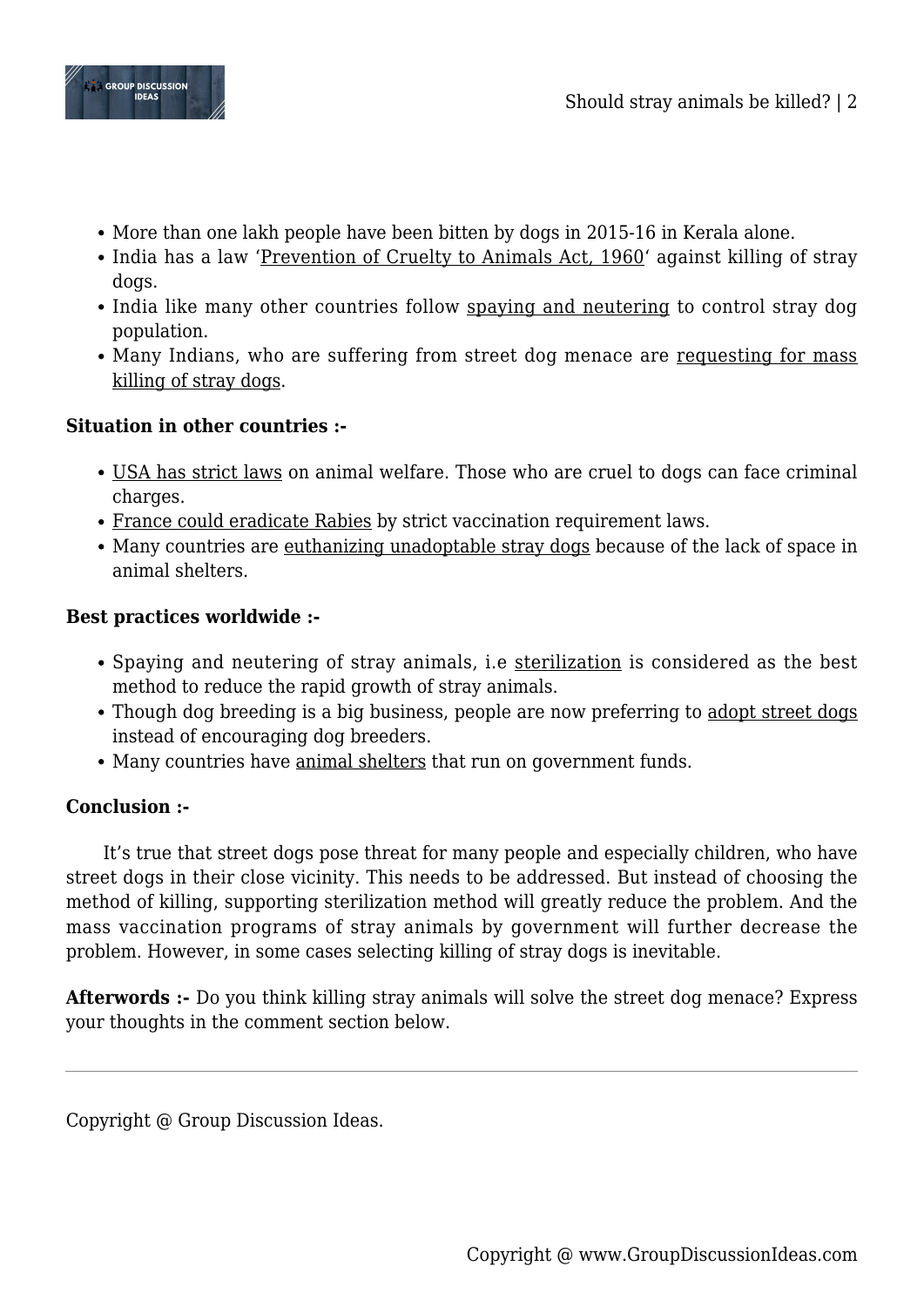- More than one lakh people have been bitten by dogs in 2015-16 in Kerala alone.
- India has a law 'Prevention of Cruelty to Animals Act, 1960' against killing of stray dogs.
- India like many other countries follow spaying and neutering to control stray dog population.
- Many Indians, who are suffering from street dog menace are requesting for mass killing of stray dogs.

**Situation in other countries :-**

- USA has strict laws on animal welfare. Those who are cruel to dogs can face criminal charges.
- France could eradicate Rabies by strict vaccination requirement laws.
- Many countries are euthanizing unadoptable stray dogs because of the lack of space in animal shelters.

**Best practices worldwide :-**

- Spaying and neutering of stray animals, i.e sterilization is considered as the best method to reduce the rapid growth of stray animals.
- Though dog breeding is a big business, people are now preferring to adopt street dogs instead of encouraging dog breeders.
- Many countries have animal shelters that run on government funds.

**Conclusion :-**

It's true that street dogs pose threat for many people and especially children, who have street dogs in their close vicinity. This needs to be addressed. But instead of choosing the method of killing, supporting sterilization method will greatly reduce the problem. And the mass vaccination programs of stray animals by government will further decrease the problem. However, in some cases selecting killing of stray dogs is inevitable.

**Afterwords :-** Do you think killing stray animals will solve the street dog menace? Express your thoughts in the comment section below.

---

Copyright @ Group Discussion Ideas.